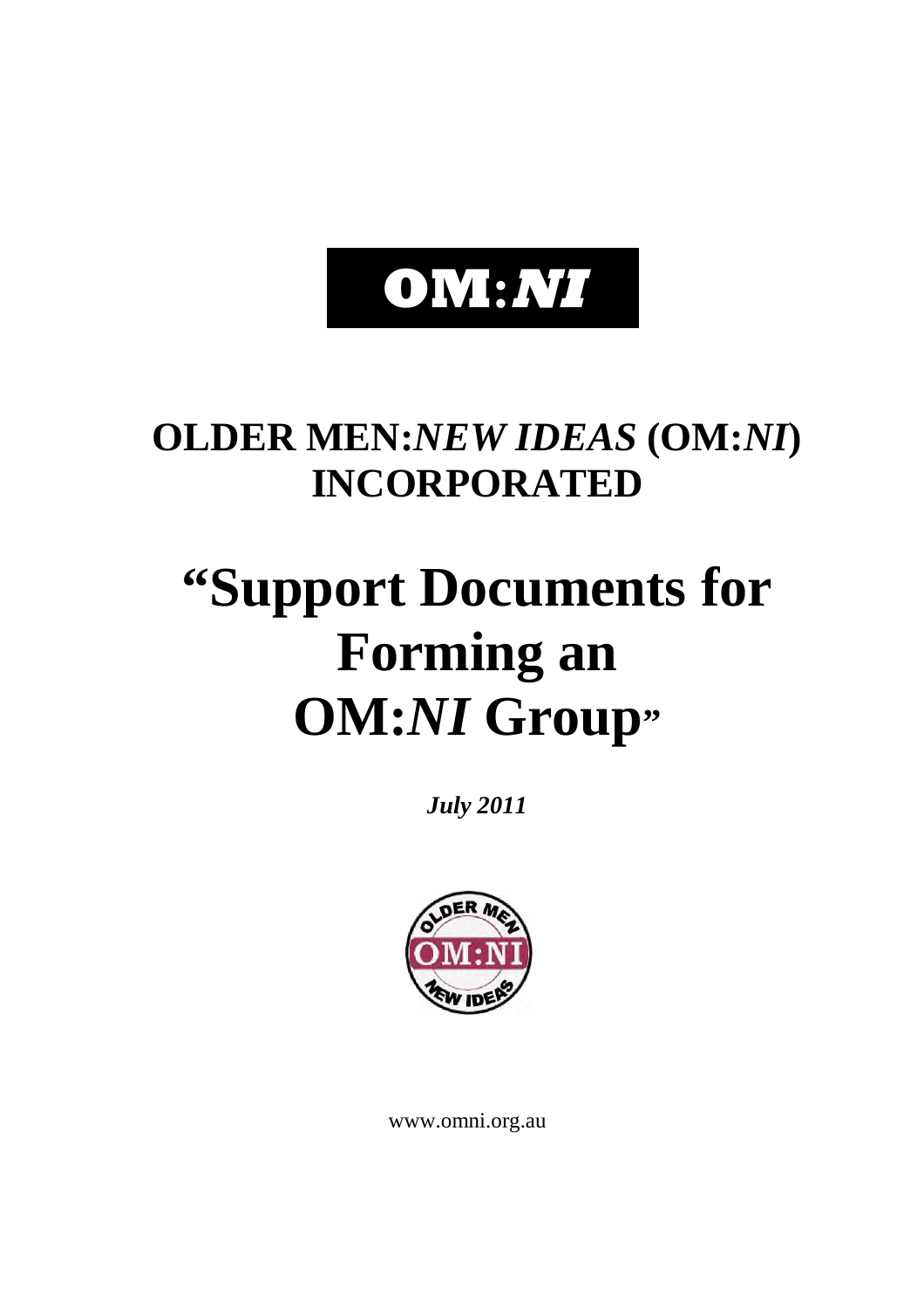# OM:*NI*

## OLDER MEN:*NEW IDEAS* (OM:*NI*) INCORPORATED

# "Support Documents for Forming an OM:*NI* Group"

***July 2011***

www.omni.org.au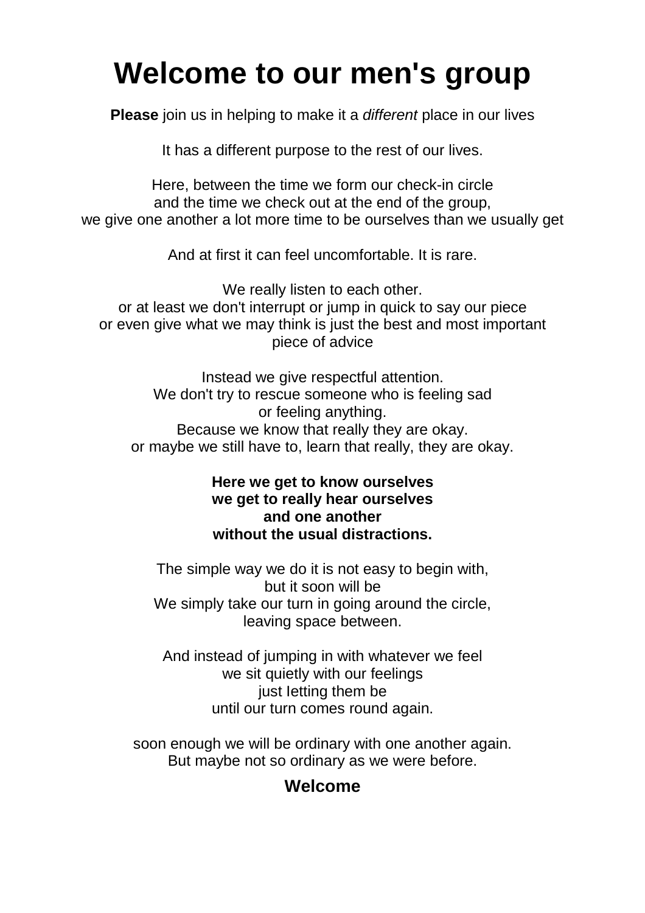# Welcome to our men's group

**Please** join us in helping to make it a *different* place in our lives

It has a different purpose to the rest of our lives.

Here, between the time we form our check-in circle
and the time we check out at the end of the group,
we give one another a lot more time to be ourselves than we usually get

And at first it can feel uncomfortable. It is rare.

We really listen to each other.
or at least we don't interrupt or jump in quick to say our piece
or even give what we may think is just the best and most important piece of advice

Instead we give respectful attention.
We don't try to rescue someone who is feeling sad
or feeling anything.
Because we know that really they are okay.
or maybe we still have to, learn that really, they are okay.

**Here we get to know ourselves**
**we get to really hear ourselves**
**and one another**
**without the usual distractions.**

The simple way we do it is not easy to begin with,
but it soon will be
We simply take our turn in going around the circle,
leaving space between.

And instead of jumping in with whatever we feel
we sit quietly with our feelings
just letting them be
until our turn comes round again.

soon enough we will be ordinary with one another again.
But maybe not so ordinary as we were before.

**Welcome**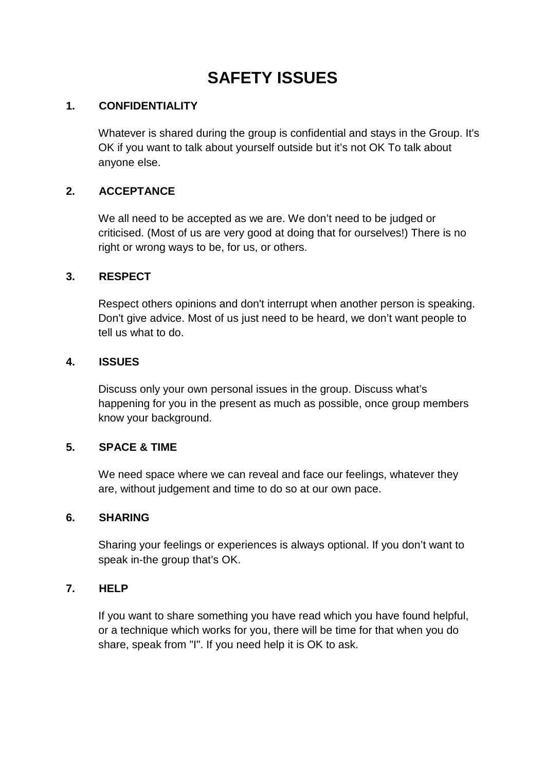# SAFETY ISSUES

### 1. CONFIDENTIALITY

Whatever is shared during the group is confidential and stays in the Group. It's OK if you want to talk about yourself outside but it's not OK To talk about anyone else.

### 2. ACCEPTANCE

We all need to be accepted as we are. We don't need to be judged or criticised. (Most of us are very good at doing that for ourselves!) There is no right or wrong ways to be, for us, or others.

### 3. RESPECT

Respect others opinions and don't interrupt when another person is speaking. Don't give advice. Most of us just need to be heard, we don't want people to tell us what to do.

### 4. ISSUES

Discuss only your own personal issues in the group. Discuss what's happening for you in the present as much as possible, once group members know your background.

### 5. SPACE & TIME

We need space where we can reveal and face our feelings, whatever they are, without judgement and time to do so at our own pace.

### 6. SHARING

Sharing your feelings or experiences is always optional. If you don't want to speak in-the group that's OK.

### 7. HELP

If you want to share something you have read which you have found helpful, or a technique which works for you, there will be time for that when you do share, speak from "I". If you need help it is OK to ask.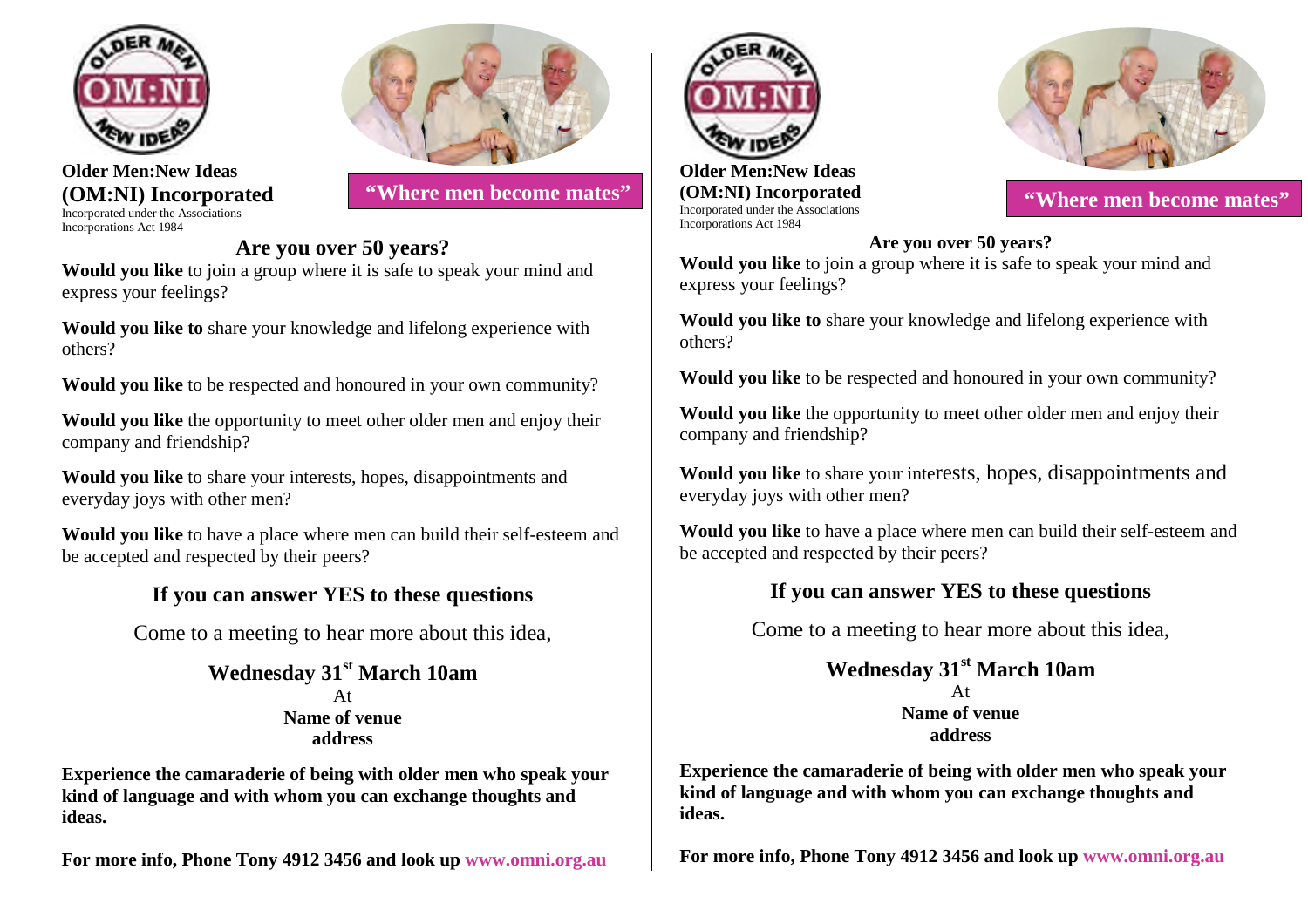**Older Men:New Ideas**
**(OM:NI) Incorporated**
Incorporated under the Associations Incorporations Act 1984

**"Where men become mates"**

## Are you over 50 years?

**Would you like** to join a group where it is safe to speak your mind and express your feelings?

**Would you like to** share your knowledge and lifelong experience with others?

**Would you like** to be respected and honoured in your own community?

**Would you like** the opportunity to meet other older men and enjoy their company and friendship?

**Would you like** to share your interests, hopes, disappointments and everyday joys with other men?

**Would you like** to have a place where men can build their self-esteem and be accepted and respected by their peers?

### If you can answer YES to these questions

Come to a meeting to hear more about this idea,

**Wednesday 31st March 10am**
At
**Name of venue**
**address**

**Experience the camaraderie of being with older men who speak your kind of language and with whom you can exchange thoughts and ideas.**

**For more info, Phone Tony 4912 3456 and look up www.omni.org.au**

---

**Older Men:New Ideas**
**(OM:NI) Incorporated**
Incorporated under the Associations Incorporations Act 1984

**"Where men become mates"**

## Are you over 50 years?

**Would you like** to join a group where it is safe to speak your mind and express your feelings?

**Would you like to** share your knowledge and lifelong experience with others?

**Would you like** to be respected and honoured in your own community?

**Would you like** the opportunity to meet other older men and enjoy their company and friendship?

**Would you like** to share your interests, hopes, disappointments and everyday joys with other men?

**Would you like** to have a place where men can build their self-esteem and be accepted and respected by their peers?

### If you can answer YES to these questions

Come to a meeting to hear more about this idea,

**Wednesday 31st March 10am**
At
**Name of venue**
**address**

**Experience the camaraderie of being with older men who speak your kind of language and with whom you can exchange thoughts and ideas.**

**For more info, Phone Tony 4912 3456 and look up www.omni.org.au**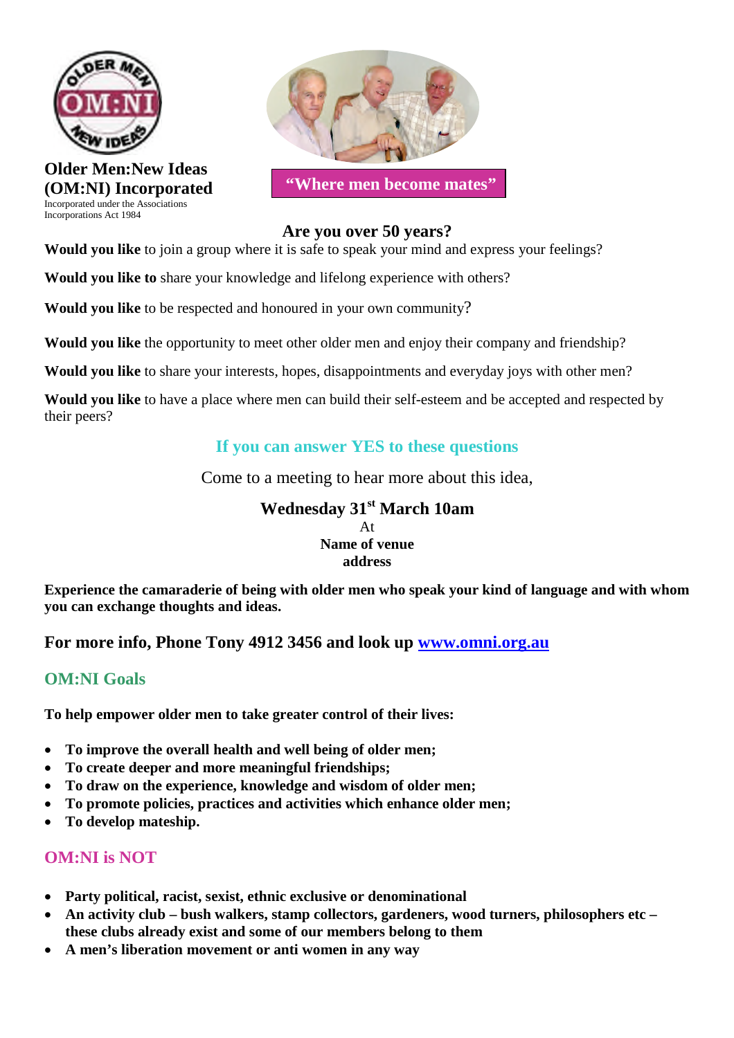**Older Men:New Ideas (OM:NI) Incorporated**

Incorporated under the Associations Incorporations Act 1984

**"Where men become mates"**

## Are you over 50 years?

**Would you like** to join a group where it is safe to speak your mind and express your feelings?

**Would you like to** share your knowledge and lifelong experience with others?

**Would you like** to be respected and honoured in your own community?

**Would you like** the opportunity to meet other older men and enjoy their company and friendship?

**Would you like** to share your interests, hopes, disappointments and everyday joys with other men?

**Would you like** to have a place where men can build their self-esteem and be accepted and respected by their peers?

### If you can answer YES to these questions

Come to a meeting to hear more about this idea,

**Wednesday 31st March 10am**

At

**Name of venue**

**address**

**Experience the camaraderie of being with older men who speak your kind of language and with whom you can exchange thoughts and ideas.**

**For more info, Phone Tony 4912 3456 and look up [www.omni.org.au](http://www.omni.org.au)**

## OM:NI Goals

**To help empower older men to take greater control of their lives:**

- **To improve the overall health and well being of older men;**
- **To create deeper and more meaningful friendships;**
- **To draw on the experience, knowledge and wisdom of older men;**
- **To promote policies, practices and activities which enhance older men;**
- **To develop mateship.**

## OM:NI is NOT

- **Party political, racist, sexist, ethnic exclusive or denominational**
- **An activity club – bush walkers, stamp collectors, gardeners, wood turners, philosophers etc – these clubs already exist and some of our members belong to them**
- **A men's liberation movement or anti women in any way**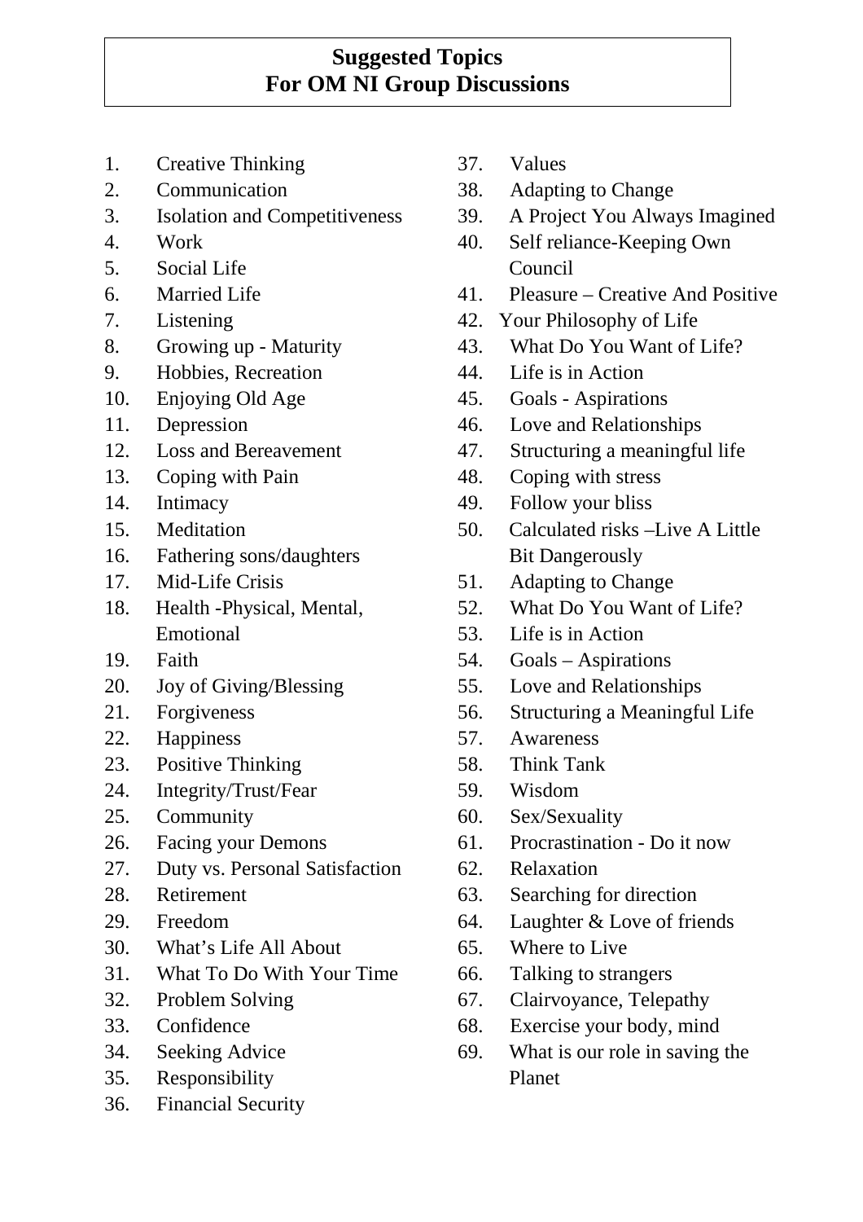# Suggested Topics For OM NI Group Discussions

1. Creative Thinking
2. Communication
3. Isolation and Competitiveness
4. Work
5. Social Life
6. Married Life
7. Listening
8. Growing up - Maturity
9. Hobbies, Recreation
10. Enjoying Old Age
11. Depression
12. Loss and Bereavement
13. Coping with Pain
14. Intimacy
15. Meditation
16. Fathering sons/daughters
17. Mid-Life Crisis
18. Health -Physical, Mental, Emotional
19. Faith
20. Joy of Giving/Blessing
21. Forgiveness
22. Happiness
23. Positive Thinking
24. Integrity/Trust/Fear
25. Community
26. Facing your Demons
27. Duty vs. Personal Satisfaction
28. Retirement
29. Freedom
30. What's Life All About
31. What To Do With Your Time
32. Problem Solving
33. Confidence
34. Seeking Advice
35. Responsibility
36. Financial Security
37. Values
38. Adapting to Change
39. A Project You Always Imagined
40. Self reliance-Keeping Own Council
41. Pleasure – Creative And Positive
42. Your Philosophy of Life
43. What Do You Want of Life?
44. Life is in Action
45. Goals - Aspirations
46. Love and Relationships
47. Structuring a meaningful life
48. Coping with stress
49. Follow your bliss
50. Calculated risks –Live A Little Bit Dangerously
51. Adapting to Change
52. What Do You Want of Life?
53. Life is in Action
54. Goals – Aspirations
55. Love and Relationships
56. Structuring a Meaningful Life
57. Awareness
58. Think Tank
59. Wisdom
60. Sex/Sexuality
61. Procrastination - Do it now
62. Relaxation
63. Searching for direction
64. Laughter & Love of friends
65. Where to Live
66. Talking to strangers
67. Clairvoyance, Telepathy
68. Exercise your body, mind
69. What is our role in saving the Planet